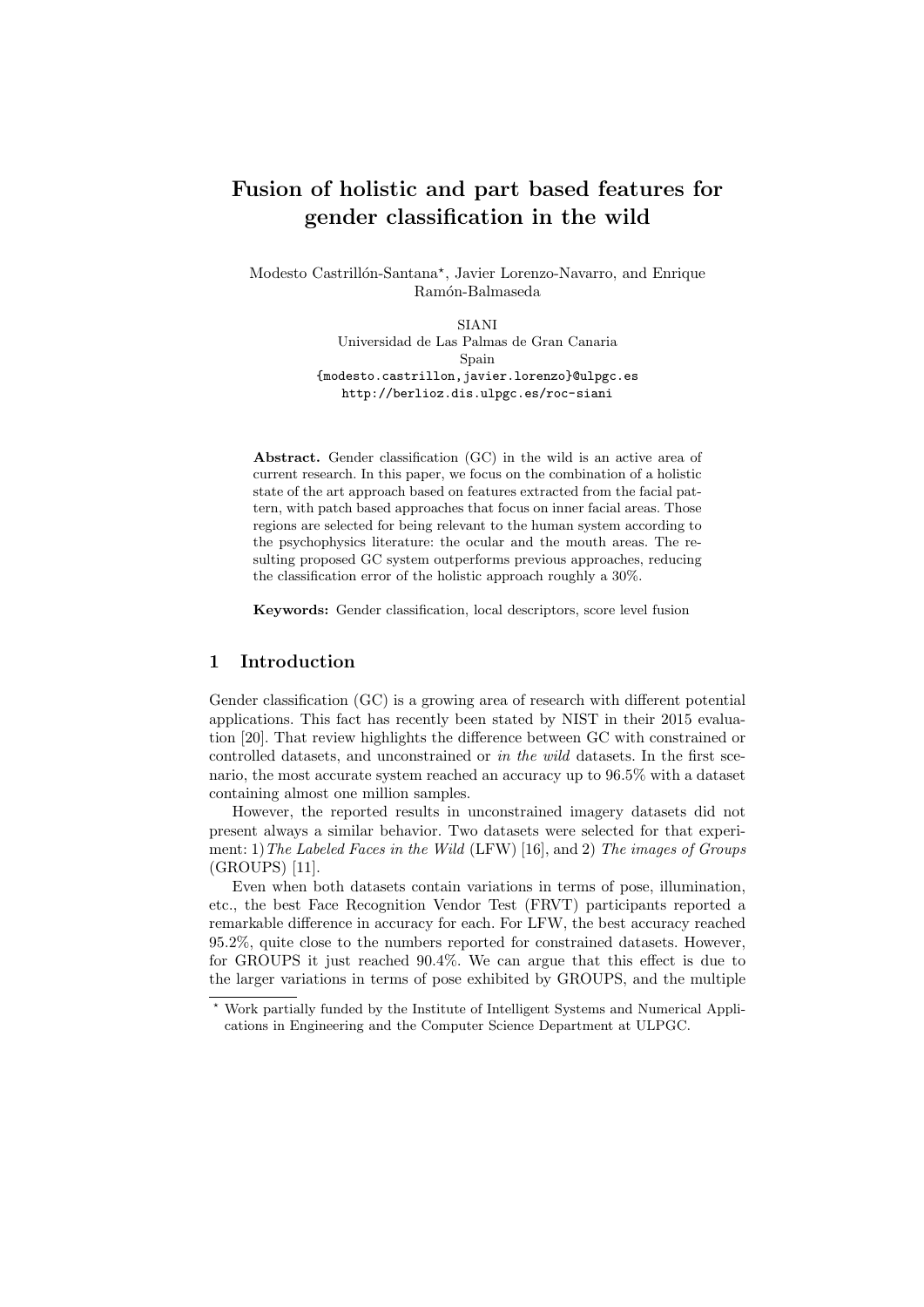# Fusion of holistic and part based features for gender classification in the wild

Modesto Castrillón-Santana*, Javier Lorenzo-Navarro, and Enrique Ramón-Balmaseda

SIANI
Universidad de Las Palmas de Gran Canaria
Spain
{modesto.castrillon,javier.lorenzo}@ulpgc.es
http://berlioz.dis.ulpgc.es/roc-siani

**Abstract.** Gender classification (GC) in the wild is an active area of current research. In this paper, we focus on the combination of a holistic state of the art approach based on features extracted from the facial pattern, with patch based approaches that focus on inner facial areas. Those regions are selected for being relevant to the human system according to the psychophysics literature: the ocular and the mouth areas. The resulting proposed GC system outperforms previous approaches, reducing the classification error of the holistic approach roughly a 30%.

**Keywords:** Gender classification, local descriptors, score level fusion

## 1 Introduction

Gender classification (GC) is a growing area of research with different potential applications. This fact has recently been stated by NIST in their 2015 evaluation [20]. That review highlights the difference between GC with constrained or controlled datasets, and unconstrained or *in the wild* datasets. In the first scenario, the most accurate system reached an accuracy up to 96.5% with a dataset containing almost one million samples.

However, the reported results in unconstrained imagery datasets did not present always a similar behavior. Two datasets were selected for that experiment: 1) *The Labeled Faces in the Wild* (LFW) [16], and 2) *The images of Groups* (GROUPS) [11].

Even when both datasets contain variations in terms of pose, illumination, etc., the best Face Recognition Vendor Test (FRVT) participants reported a remarkable difference in accuracy for each. For LFW, the best accuracy reached 95.2%, quite close to the numbers reported for constrained datasets. However, for GROUPS it just reached 90.4%. We can argue that this effect is due to the larger variations in terms of pose exhibited by GROUPS, and the multiple

* Work partially funded by the Institute of Intelligent Systems and Numerical Applications in Engineering and the Computer Science Department at ULPGC.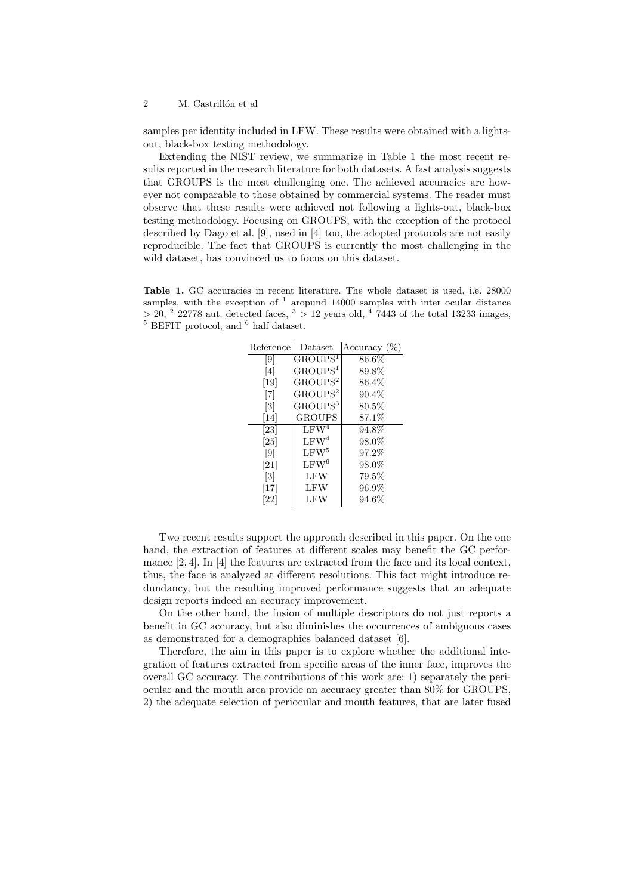samples per identity included in LFW. These results were obtained with a lights-out, black-box testing methodology.

Extending the NIST review, we summarize in Table 1 the most recent results reported in the research literature for both datasets. A fast analysis suggests that GROUPS is the most challenging one. The achieved accuracies are however not comparable to those obtained by commercial systems. The reader must observe that these results were achieved not following a lights-out, black-box testing methodology. Focusing on GROUPS, with the exception of the protocol described by Dago et al. [9], used in [4] too, the adopted protocols are not easily reproducible. The fact that GROUPS is currently the most challenging in the wild dataset, has convinced us to focus on this dataset.

**Table 1.** GC accuracies in recent literature. The whole dataset is used, i.e. 28000 samples, with the exception of [1] aropund 14000 samples with inter ocular distance $> 20$, [2] 22778 aut. detected faces, [3] $> 12$ years old, [4] 7443 of the total 13233 images, [5] BEFIT protocol, and [6] half dataset.

| Reference | Dataset | Accuracy (%) |
|---|---|---|
| [9] | GROUPS[1] | 86.6% |
| [4] | GROUPS[1] | 89.8% |
| [19] | GROUPS[2] | 86.4% |
| [7] | GROUPS[2] | 90.4% |
| [3] | GROUPS[3] | 80.5% |
| [14] | GROUPS | 87.1% |
| [23] | LFW[4] | 94.8% |
| [25] | LFW[4] | 98.0% |
| [9] | LFW[5] | 97.2% |
| [21] | LFW[6] | 98.0% |
| [3] | LFW | 79.5% |
| [17] | LFW | 96.9% |
| [22] | LFW | 94.6% |

Two recent results support the approach described in this paper. On the one hand, the extraction of features at different scales may benefit the GC performance [2, 4]. In [4] the features are extracted from the face and its local context, thus, the face is analyzed at different resolutions. This fact might introduce redundancy, but the resulting improved performance suggests that an adequate design reports indeed an accuracy improvement.

On the other hand, the fusion of multiple descriptors do not just reports a benefit in GC accuracy, but also diminishes the occurrences of ambiguous cases as demonstrated for a demographics balanced dataset [6].

Therefore, the aim in this paper is to explore whether the additional integration of features extracted from specific areas of the inner face, improves the overall GC accuracy. The contributions of this work are: 1) separately the periocular and the mouth area provide an accuracy greater than 80% for GROUPS, 2) the adequate selection of periocular and mouth features, that are later fused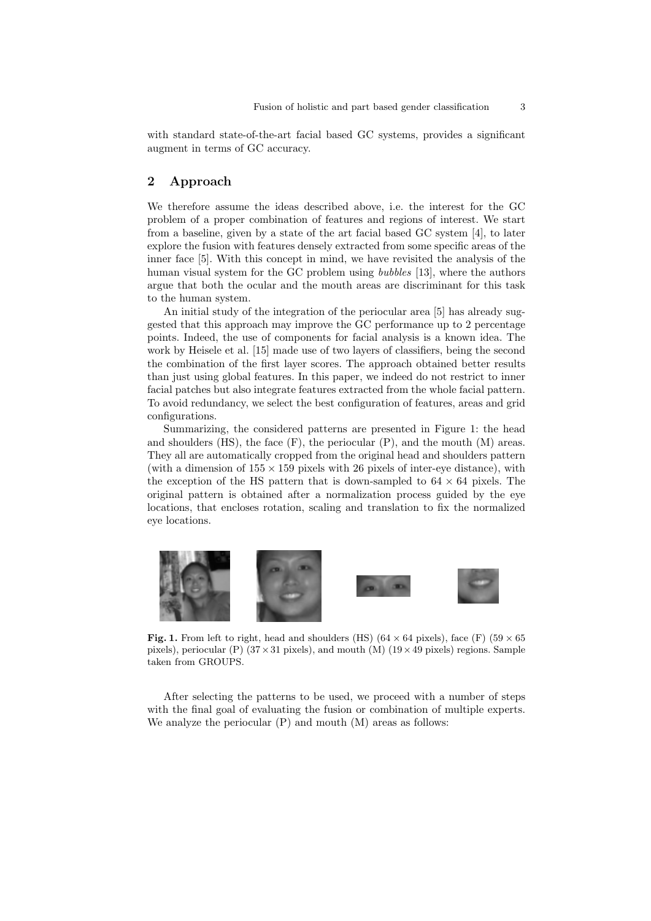with standard state-of-the-art facial based GC systems, provides a significant augment in terms of GC accuracy.

## 2 Approach

We therefore assume the ideas described above, i.e. the interest for the GC problem of a proper combination of features and regions of interest. We start from a baseline, given by a state of the art facial based GC system [4], to later explore the fusion with features densely extracted from some specific areas of the inner face [5]. With this concept in mind, we have revisited the analysis of the human visual system for the GC problem using *bubbles* [13], where the authors argue that both the ocular and the mouth areas are discriminant for this task to the human system.

An initial study of the integration of the periocular area [5] has already suggested that this approach may improve the GC performance up to 2 percentage points. Indeed, the use of components for facial analysis is a known idea. The work by Heisele et al. [15] made use of two layers of classifiers, being the second the combination of the first layer scores. The approach obtained better results than just using global features. In this paper, we indeed do not restrict to inner facial patches but also integrate features extracted from the whole facial pattern. To avoid redundancy, we select the best configuration of features, areas and grid configurations.

Summarizing, the considered patterns are presented in Figure 1: the head and shoulders (HS), the face (F), the periocular (P), and the mouth (M) areas. They all are automatically cropped from the original head and shoulders pattern (with a dimension of $155 \times 159$ pixels with 26 pixels of inter-eye distance), with the exception of the HS pattern that is down-sampled to $64 \times 64$ pixels. The original pattern is obtained after a normalization process guided by the eye locations, that encloses rotation, scaling and translation to fix the normalized eye locations.

**Fig. 1.** From left to right, head and shoulders (HS) ($64 \times 64$ pixels), face (F) ($59 \times 65$ pixels), periocular (P) ($37 \times 31$ pixels), and mouth (M) ($19 \times 49$ pixels) regions. Sample taken from GROUPS.

After selecting the patterns to be used, we proceed with a number of steps with the final goal of evaluating the fusion or combination of multiple experts. We analyze the periocular (P) and mouth (M) areas as follows: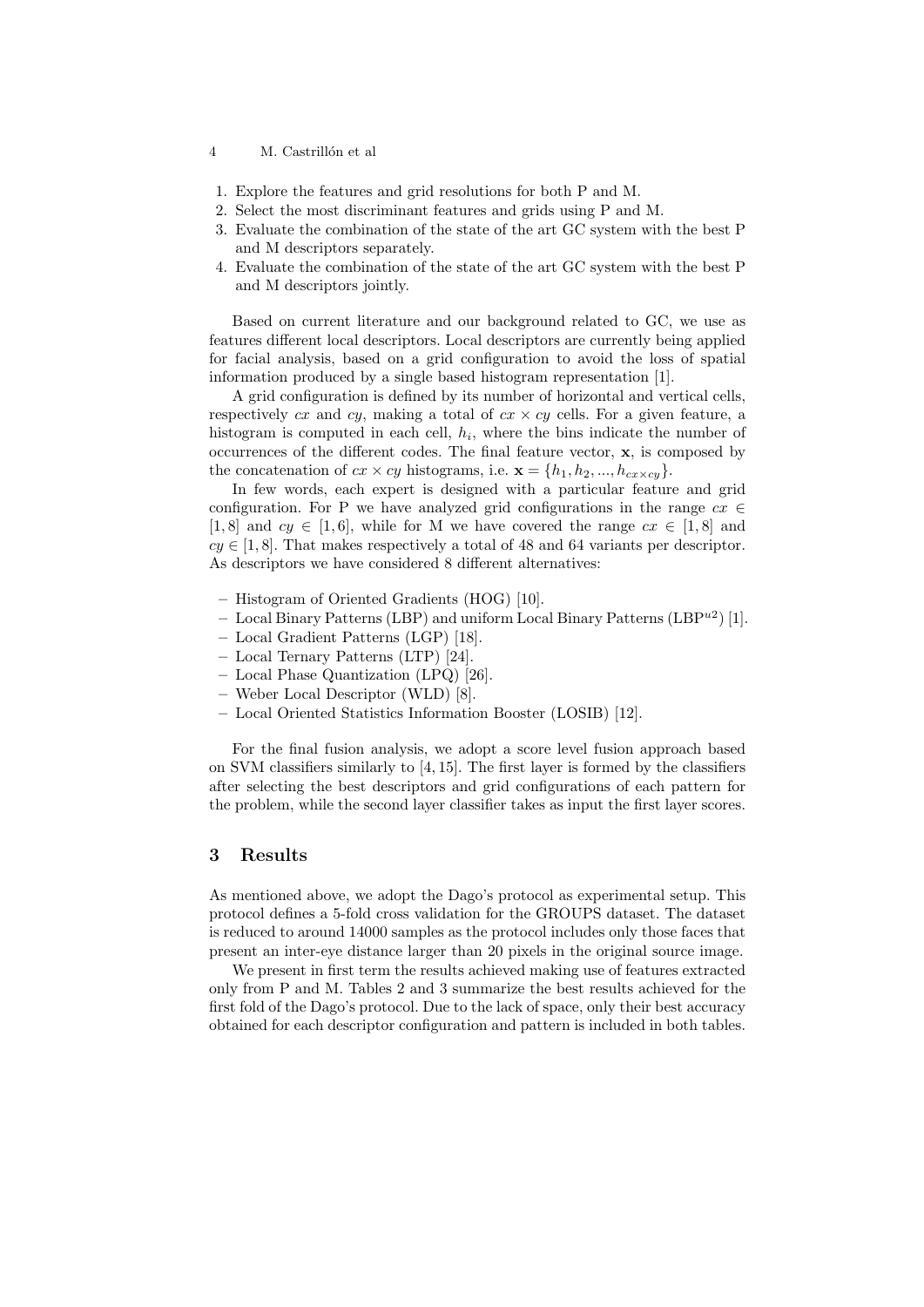1. Explore the features and grid resolutions for both P and M.
2. Select the most discriminant features and grids using P and M.
3. Evaluate the combination of the state of the art GC system with the best P and M descriptors separately.
4. Evaluate the combination of the state of the art GC system with the best P and M descriptors jointly.

Based on current literature and our background related to GC, we use as features different local descriptors. Local descriptors are currently being applied for facial analysis, based on a grid configuration to avoid the loss of spatial information produced by a single based histogram representation [1].

A grid configuration is defined by its number of horizontal and vertical cells, respectively $cx$ and $cy$, making a total of $cx \times cy$ cells. For a given feature, a histogram is computed in each cell, $h_i$, where the bins indicate the number of occurrences of the different codes. The final feature vector, $\mathbf{x}$, is composed by the concatenation of $cx \times cy$ histograms, i.e. $\mathbf{x} = \{h_1, h_2, ..., h_{cx \times cy}\}$.

In few words, each expert is designed with a particular feature and grid configuration. For P we have analyzed grid configurations in the range $cx \in [1, 8]$ and $cy \in [1, 6]$, while for M we have covered the range $cx \in [1, 8]$ and $cy \in [1, 8]$. That makes respectively a total of 48 and 64 variants per descriptor. As descriptors we have considered 8 different alternatives:

- Histogram of Oriented Gradients (HOG) [10].
- Local Binary Patterns (LBP) and uniform Local Binary Patterns ($LBP^{u2}$) [1].
- Local Gradient Patterns (LGP) [18].
- Local Ternary Patterns (LTP) [24].
- Local Phase Quantization (LPQ) [26].
- Weber Local Descriptor (WLD) [8].
- Local Oriented Statistics Information Booster (LOSIB) [12].

For the final fusion analysis, we adopt a score level fusion approach based on SVM classifiers similarly to [4, 15]. The first layer is formed by the classifiers after selecting the best descriptors and grid configurations of each pattern for the problem, while the second layer classifier takes as input the first layer scores.

## 3 Results

As mentioned above, we adopt the Dago's protocol as experimental setup. This protocol defines a 5-fold cross validation for the GROUPS dataset. The dataset is reduced to around 14000 samples as the protocol includes only those faces that present an inter-eye distance larger than 20 pixels in the original source image.

We present in first term the results achieved making use of features extracted only from P and M. Tables 2 and 3 summarize the best results achieved for the first fold of the Dago's protocol. Due to the lack of space, only their best accuracy obtained for each descriptor configuration and pattern is included in both tables.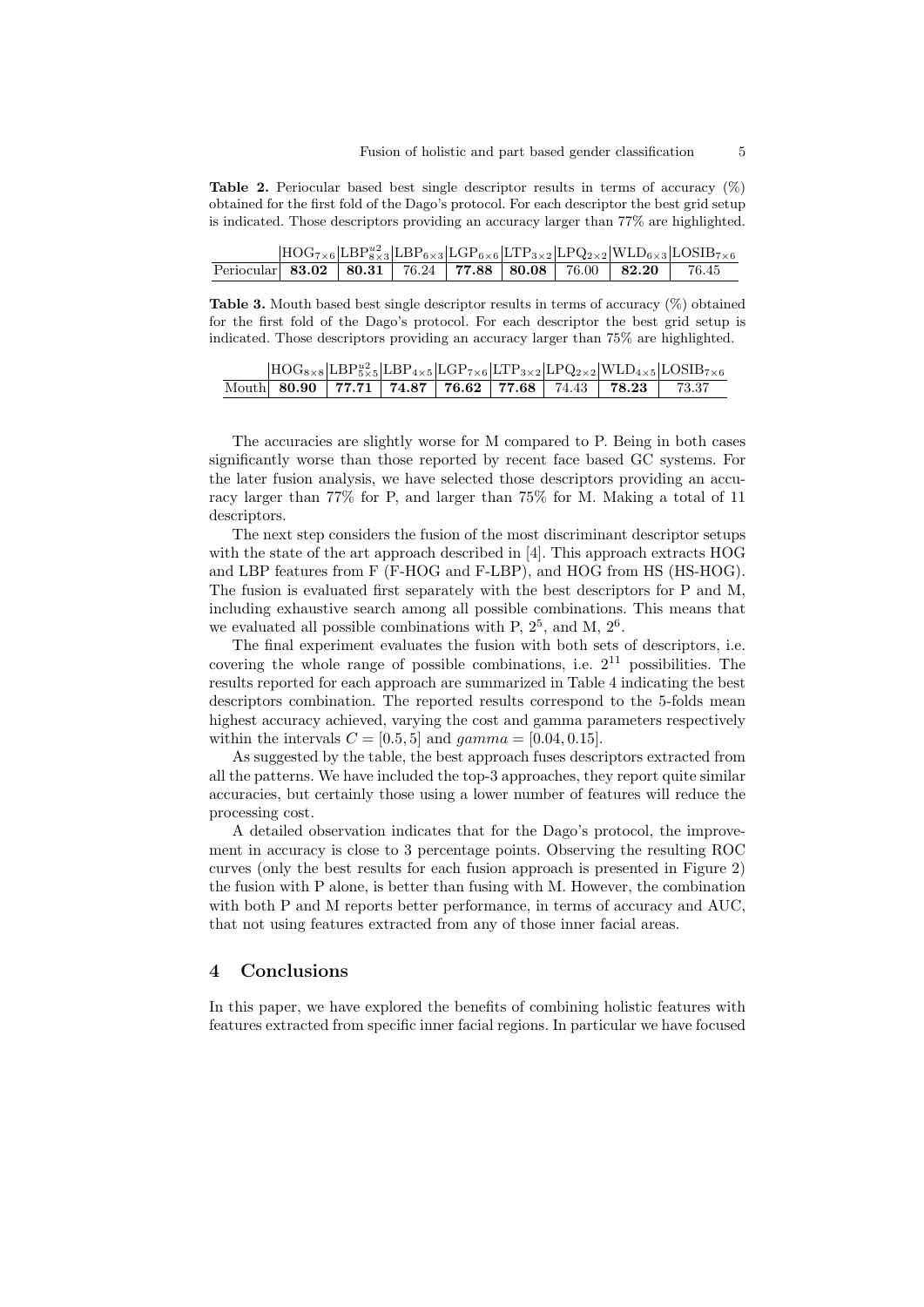**Table 2.** Periocular based best single descriptor results in terms of accuracy (%) obtained for the first fold of the Dago's protocol. For each descriptor the best grid setup is indicated. Those descriptors providing an accuracy larger than 77% are highlighted.

| | $HOG_{7\times6}$ | $LBP^{u2}_{8\times3}$ | $LBP_{6\times3}$ | $LGP_{6\times6}$ | $LTP_{3\times2}$ | $LPQ_{2\times2}$ | $WLD_{6\times3}$ | $LOSIB_{7\times6}$ |
|---|---|---|---|---|---|---|---|---|
| Periocular | **83.02** | **80.31** | 76.24 | **77.88** | **80.08** | 76.00 | **82.20** | 76.45 |

**Table 3.** Mouth based best single descriptor results in terms of accuracy (%) obtained for the first fold of the Dago's protocol. For each descriptor the best grid setup is indicated. Those descriptors providing an accuracy larger than 75% are highlighted.

| | $HOG_{8\times8}$ | $LBP^{u2}_{5\times5}$ | $LBP_{4\times5}$ | $LGP_{7\times6}$ | $LTP_{3\times2}$ | $LPQ_{2\times2}$ | $WLD_{4\times5}$ | $LOSIB_{7\times6}$ |
|---|---|---|---|---|---|---|---|---|
| Mouth | **80.90** | **77.71** | **74.87** | **76.62** | **77.68** | 74.43 | **78.23** | 73.37 |

The accuracies are slightly worse for M compared to P. Being in both cases significantly worse than those reported by recent face based GC systems. For the later fusion analysis, we have selected those descriptors providing an accuracy larger than 77% for P, and larger than 75% for M. Making a total of 11 descriptors.

The next step considers the fusion of the most discriminant descriptor setups with the state of the art approach described in [4]. This approach extracts HOG and LBP features from F (F-HOG and F-LBP), and HOG from HS (HS-HOG). The fusion is evaluated first separately with the best descriptors for P and M, including exhaustive search among all possible combinations. This means that we evaluated all possible combinations with P, $2^5$, and M, $2^6$.

The final experiment evaluates the fusion with both sets of descriptors, i.e. covering the whole range of possible combinations, i.e. $2^{11}$ possibilities. The results reported for each approach are summarized in Table 4 indicating the best descriptors combination. The reported results correspond to the 5-folds mean highest accuracy achieved, varying the cost and gamma parameters respectively within the intervals $C = [0.5, 5]$ and $gamma = [0.04, 0.15]$.

As suggested by the table, the best approach fuses descriptors extracted from all the patterns. We have included the top-3 approaches, they report quite similar accuracies, but certainly those using a lower number of features will reduce the processing cost.

A detailed observation indicates that for the Dago's protocol, the improvement in accuracy is close to 3 percentage points. Observing the resulting ROC curves (only the best results for each fusion approach is presented in Figure 2) the fusion with P alone, is better than fusing with M. However, the combination with both P and M reports better performance, in terms of accuracy and AUC, that not using features extracted from any of those inner facial areas.

## 4 Conclusions

In this paper, we have explored the benefits of combining holistic features with features extracted from specific inner facial regions. In particular we have focused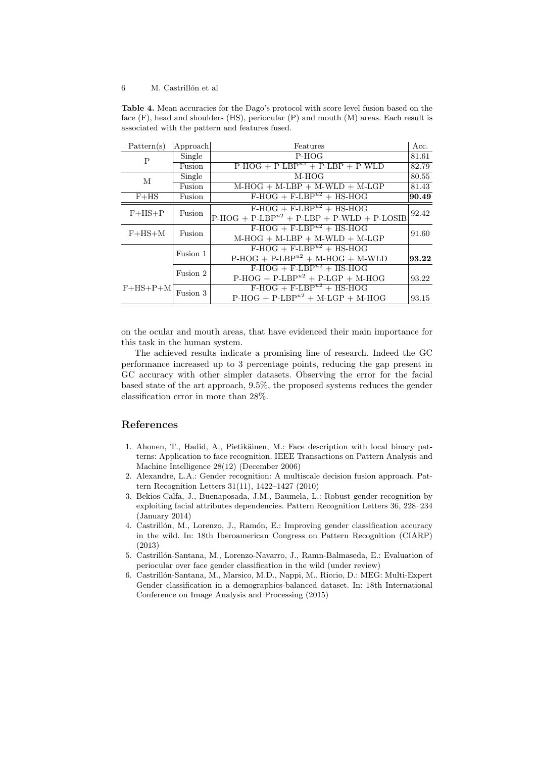**Table 4.** Mean accuracies for the Dago's protocol with score level fusion based on the face (F), head and shoulders (HS), periocular (P) and mouth (M) areas. Each result is associated with the pattern and features fused.

| Pattern(s) | Approach | Features | Acc. |
|---|---|---|---|
| P | Single | P-HOG | 81.61 |
| | Fusion | P-HOG + P-LBP$^{u2}$ + P-LBP + P-WLD | 82.79 |
| M | Single | M-HOG | 80.55 |
| | Fusion | M-HOG + M-LBP + M-WLD + M-LGP | 81.43 |
| F+HS | Fusion | F-HOG + F-LBP$^{u2}$ + HS-HOG | **90.49** |
| F+HS+P | Fusion | F-HOG + F-LBP$^{u2}$ + HS-HOG P-HOG + P-LBP$^{u2}$ + P-LBP + P-WLD + P-LOSIB | 92.42 |
| F+HS+M | Fusion | F-HOG + F-LBP$^{u2}$ + HS-HOG M-HOG + M-LBP + M-WLD + M-LGP | 91.60 |
| F+HS+P+M | Fusion 1 | F-HOG + F-LBP$^{u2}$ + HS-HOG P-HOG + P-LBP$^{u2}$ + M-HOG + M-WLD | **93.22** |
| | Fusion 2 | F-HOG + F-LBP$^{u2}$ + HS-HOG P-HOG + P-LBP$^{u2}$ + P-LGP + M-HOG | 93.22 |
| | Fusion 3 | F-HOG + F-LBP$^{u2}$ + HS-HOG P-HOG + P-LBP$^{u2}$ + M-LGP + M-HOG | 93.15 |

on the ocular and mouth areas, that have evidenced their main importance for this task in the human system.

The achieved results indicate a promising line of research. Indeed the GC performance increased up to 3 percentage points, reducing the gap present in GC accuracy with other simpler datasets. Observing the error for the facial based state of the art approach, 9.5%, the proposed systems reduces the gender classification error in more than 28%.

## References

1. Ahonen, T., Hadid, A., Pietikäinen, M.: Face description with local binary patterns: Application to face recognition. IEEE Transactions on Pattern Analysis and Machine Intelligence 28(12) (December 2006)
2. Alexandre, L.A.: Gender recognition: A multiscale decision fusion approach. Pattern Recognition Letters 31(11), 1422–1427 (2010)
3. Bekios-Calfa, J., Buenaposada, J.M., Baumela, L.: Robust gender recognition by exploiting facial attributes dependencies. Pattern Recognition Letters 36, 228–234 (January 2014)
4. Castrillón, M., Lorenzo, J., Ramón, E.: Improving gender classification accuracy in the wild. In: 18th Iberoamerican Congress on Pattern Recognition (CIARP) (2013)
5. Castrillón-Santana, M., Lorenzo-Navarro, J., Ramn-Balmaseda, E.: Evaluation of periocular over face gender classification in the wild (under review)
6. Castrillón-Santana, M., Marsico, M.D., Nappi, M., Riccio, D.: MEG: Multi-Expert Gender classification in a demographics-balanced dataset. In: 18th International Conference on Image Analysis and Processing (2015)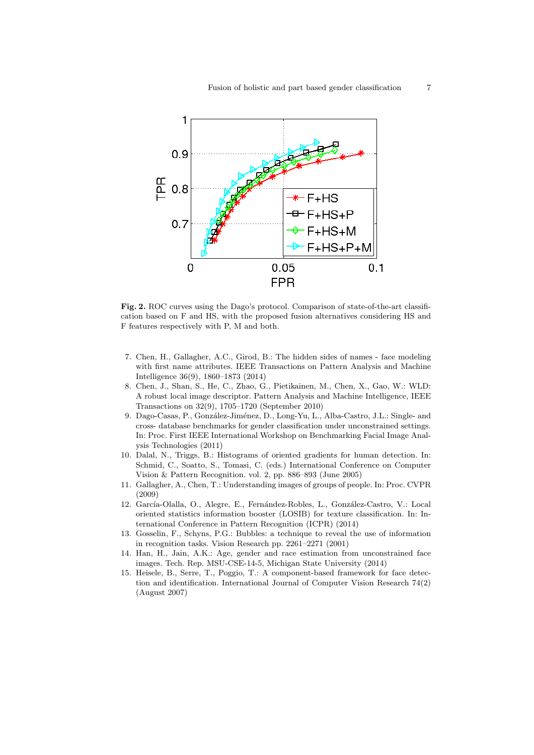**Fig. 2.** ROC curves using the Dago's protocol. Comparison of state-of-the-art classification based on F and HS, with the proposed fusion alternatives considering HS and F features respectively with P, M and both.

7. Chen, H., Gallagher, A.C., Girod, B.: The hidden sides of names - face modeling with first name attributes. IEEE Transactions on Pattern Analysis and Machine Intelligence 36(9), 1860–1873 (2014)
8. Chen, J., Shan, S., He, C., Zhao, G., Pietikainen, M., Chen, X., Gao, W.: WLD: A robust local image descriptor. Pattern Analysis and Machine Intelligence, IEEE Transactions on 32(9), 1705–1720 (September 2010)
9. Dago-Casas, P., González-Jiménez, D., Long-Yu, L., Alba-Castro, J.L.: Single- and cross- database benchmarks for gender classification under unconstrained settings. In: Proc. First IEEE International Workshop on Benchmarking Facial Image Analysis Technologies (2011)
10. Dalal, N., Triggs, B.: Histograms of oriented gradients for human detection. In: Schmid, C., Soatto, S., Tomasi, C. (eds.) International Conference on Computer Vision & Pattern Recognition. vol. 2, pp. 886–893 (June 2005)
11. Gallagher, A., Chen, T.: Understanding images of groups of people. In: Proc. CVPR (2009)
12. García-Olalla, O., Alegre, E., Fernández-Robles, L., González-Castro, V.: Local oriented statistics information booster (LOSIB) for texture classification. In: International Conference in Pattern Recognition (ICPR) (2014)
13. Gosselin, F., Schyns, P.G.: Bubbles: a technique to reveal the use of information in recognition tasks. Vision Research pp. 2261–2271 (2001)
14. Han, H., Jain, A.K.: Age, gender and race estimation from unconstrained face images. Tech. Rep. MSU-CSE-14-5, Michigan State University (2014)
15. Heisele, B., Serre, T., Poggio, T.: A component-based framework for face detection and identification. International Journal of Computer Vision Research 74(2) (August 2007)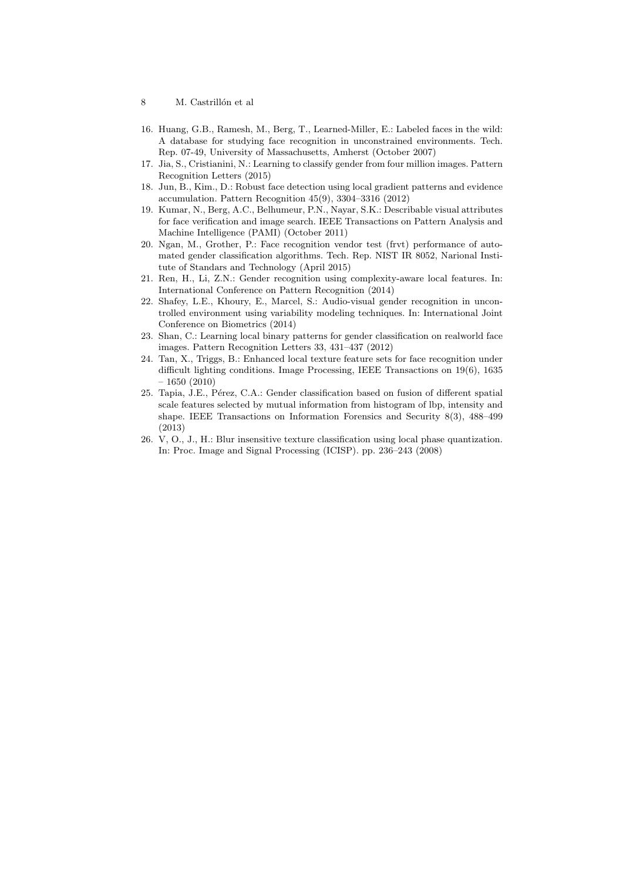16. Huang, G.B., Ramesh, M., Berg, T., Learned-Miller, E.: Labeled faces in the wild: A database for studying face recognition in unconstrained environments. Tech. Rep. 07-49, University of Massachusetts, Amherst (October 2007)
17. Jia, S., Cristianini, N.: Learning to classify gender from four million images. Pattern Recognition Letters (2015)
18. Jun, B., Kim., D.: Robust face detection using local gradient patterns and evidence accumulation. Pattern Recognition 45(9), 3304–3316 (2012)
19. Kumar, N., Berg, A.C., Belhumeur, P.N., Nayar, S.K.: Describable visual attributes for face verification and image search. IEEE Transactions on Pattern Analysis and Machine Intelligence (PAMI) (October 2011)
20. Ngan, M., Grother, P.: Face recognition vendor test (frvt) performance of automated gender classification algorithms. Tech. Rep. NIST IR 8052, Narional Institute of Standars and Technology (April 2015)
21. Ren, H., Li, Z.N.: Gender recognition using complexity-aware local features. In: International Conference on Pattern Recognition (2014)
22. Shafey, L.E., Khoury, E., Marcel, S.: Audio-visual gender recognition in uncontrolled environment using variability modeling techniques. In: International Joint Conference on Biometrics (2014)
23. Shan, C.: Learning local binary patterns for gender classification on realworld face images. Pattern Recognition Letters 33, 431–437 (2012)
24. Tan, X., Triggs, B.: Enhanced local texture feature sets for face recognition under difficult lighting conditions. Image Processing, IEEE Transactions on 19(6), 1635 – 1650 (2010)
25. Tapia, J.E., Pérez, C.A.: Gender classification based on fusion of different spatial scale features selected by mutual information from histogram of lbp, intensity and shape. IEEE Transactions on Information Forensics and Security 8(3), 488–499 (2013)
26. V, O., J., H.: Blur insensitive texture classification using local phase quantization. In: Proc. Image and Signal Processing (ICISP). pp. 236–243 (2008)